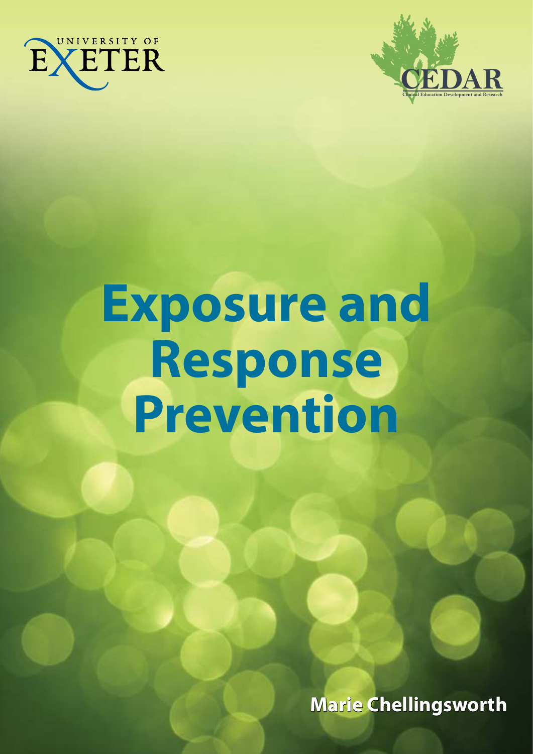UNIVERSITY OF EXETER

CEDAR

Clinical Education Development and Research

# Exposure and Response Prevention

**Marie Chellingsworth**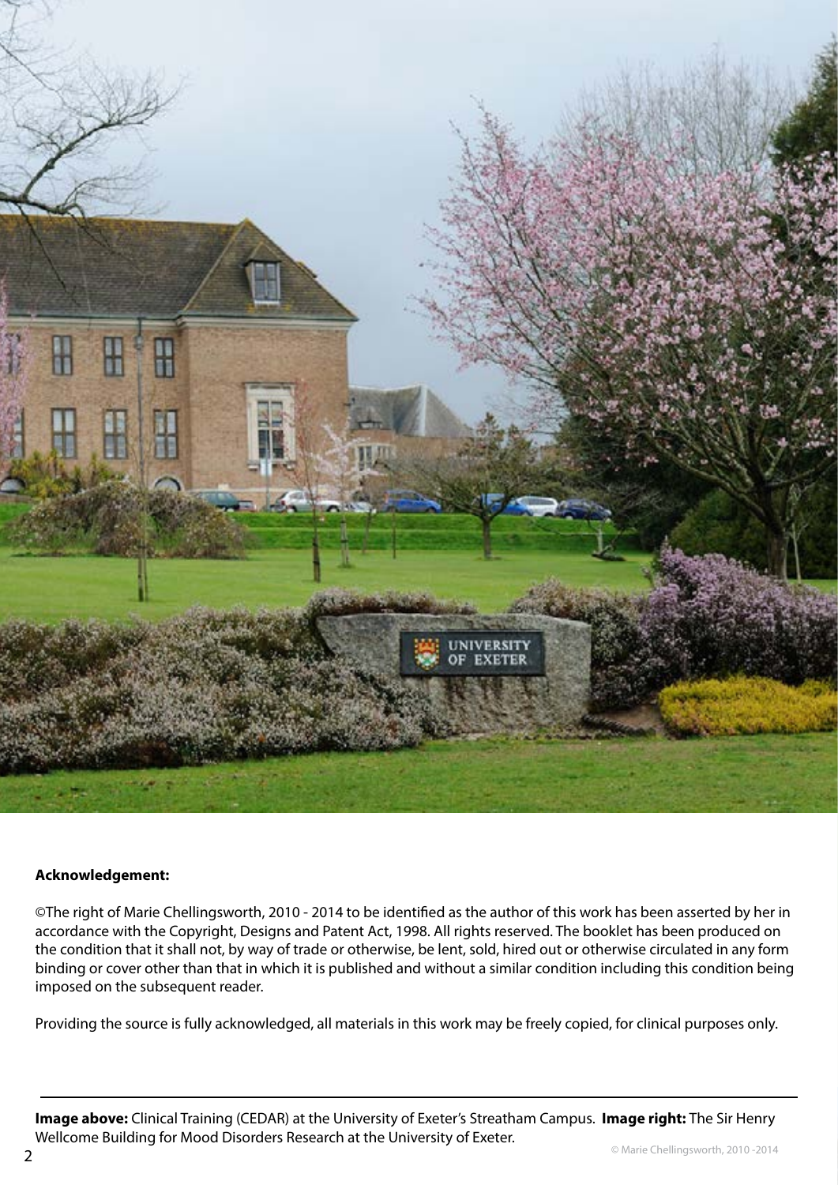**Acknowledgement:**

©The right of Marie Chellingsworth, 2010 - 2014 to be identified as the author of this work has been asserted by her in accordance with the Copyright, Designs and Patent Act, 1998. All rights reserved. The booklet has been produced on the condition that it shall not, by way of trade or otherwise, be lent, sold, hired out or otherwise circulated in any form binding or cover other than that in which it is published and without a similar condition including this condition being imposed on the subsequent reader.

Providing the source is fully acknowledged, all materials in this work may be freely copied, for clinical purposes only.

**Image above:** Clinical Training (CEDAR) at the University of Exeter's Streatham Campus. **Image right:** The Sir Henry Wellcome Building for Mood Disorders Research at the University of Exeter.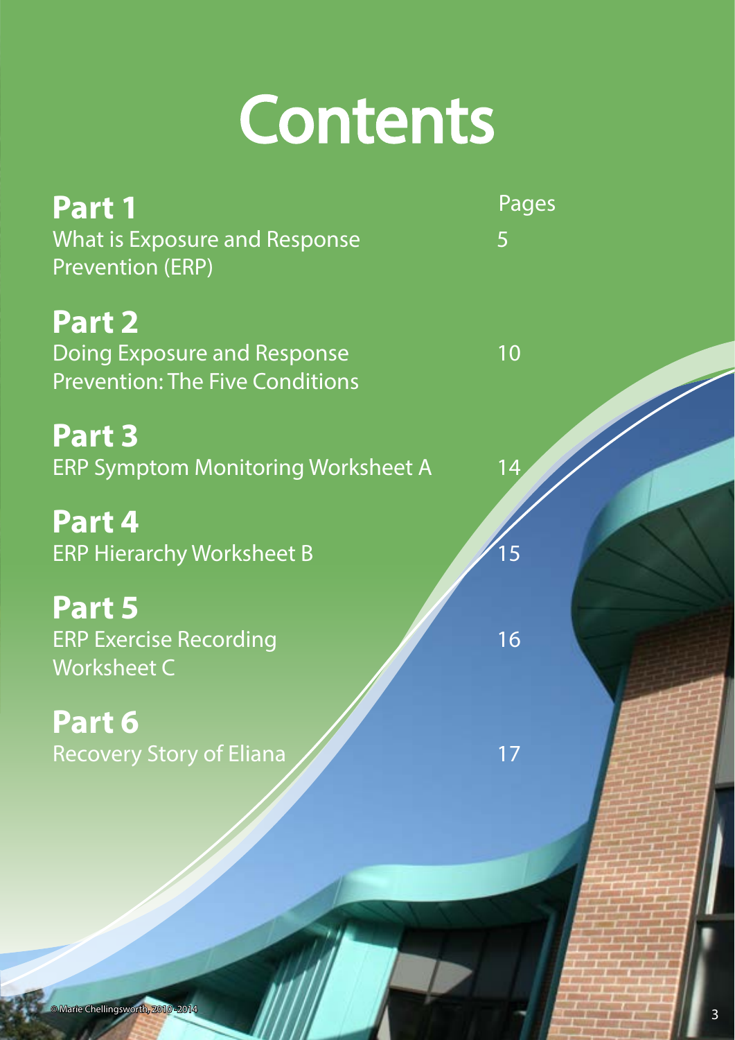# Contents

| | Pages |
|---|---|
| **Part 1** What is Exposure and Response Prevention (ERP) | 5 |
| **Part 2** Doing Exposure and Response Prevention: The Five Conditions | 10 |
| **Part 3** ERP Symptom Monitoring Worksheet A | 14 |
| **Part 4** ERP Hierarchy Worksheet B | 15 |
| **Part 5** ERP Exercise Recording Worksheet C | 16 |
| **Part 6** Recovery Story of Eliana | 17 |

© Marie Chellingsworth, 2010-2014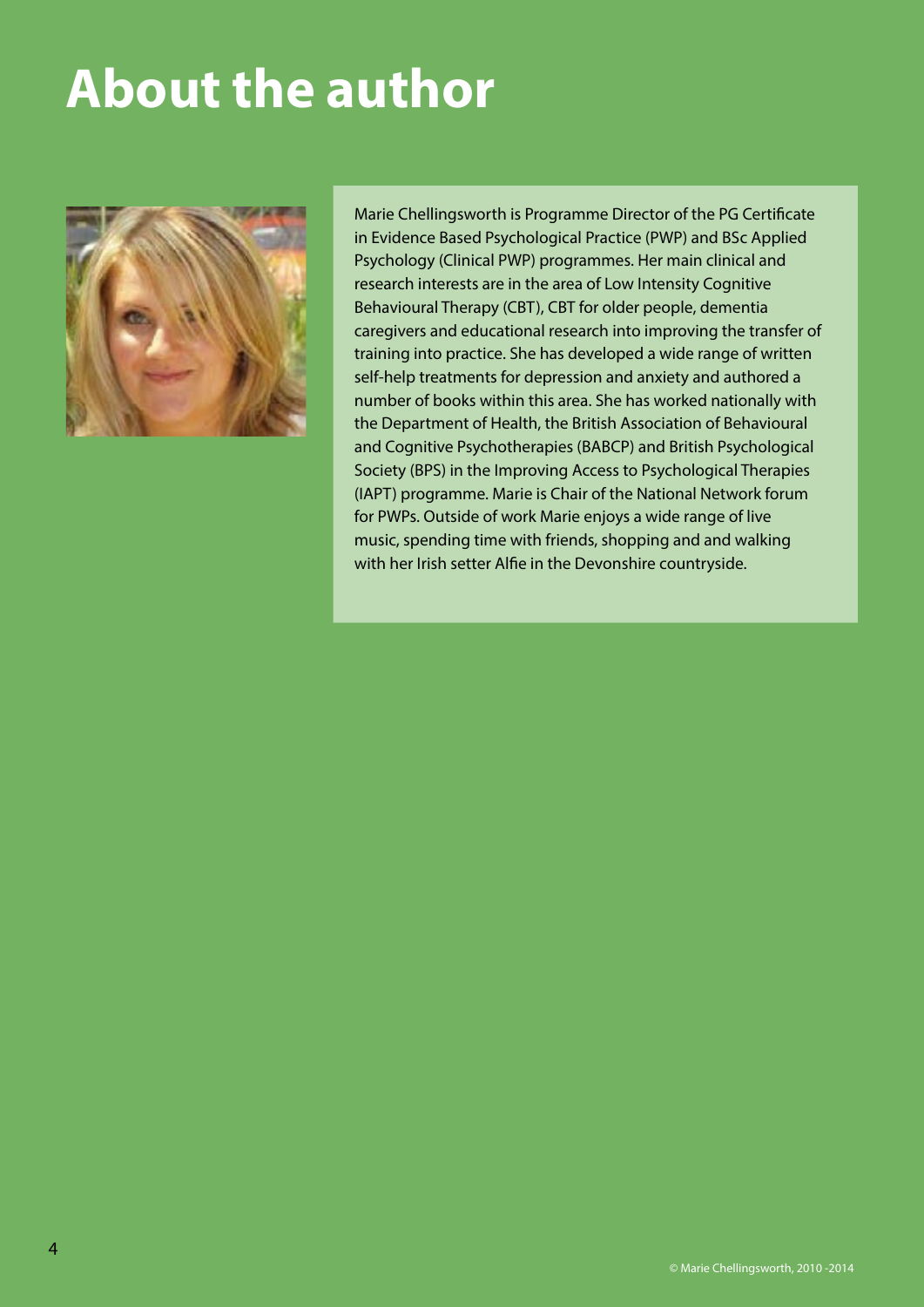# About the author

Marie Chellingsworth is Programme Director of the PG Certificate in Evidence Based Psychological Practice (PWP) and BSc Applied Psychology (Clinical PWP) programmes. Her main clinical and research interests are in the area of Low Intensity Cognitive Behavioural Therapy (CBT), CBT for older people, dementia caregivers and educational research into improving the transfer of training into practice. She has developed a wide range of written self-help treatments for depression and anxiety and authored a number of books within this area. She has worked nationally with the Department of Health, the British Association of Behavioural and Cognitive Psychotherapies (BABCP) and British Psychological Society (BPS) in the Improving Access to Psychological Therapies (IAPT) programme. Marie is Chair of the National Network forum for PWPs. Outside of work Marie enjoys a wide range of live music, spending time with friends, shopping and and walking with her Irish setter Alfie in the Devonshire countryside.

© Marie Chellingsworth, 2010 -2014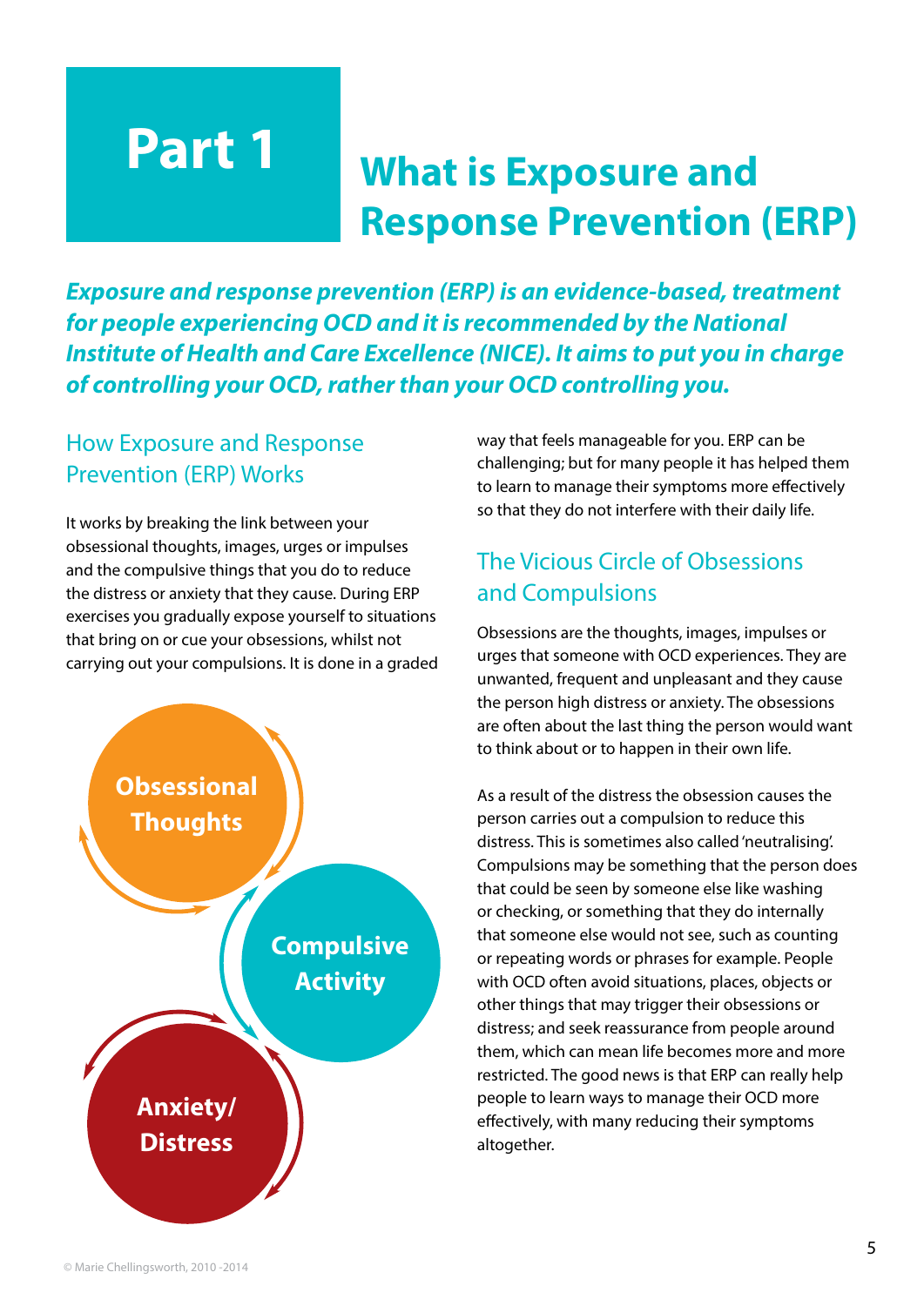# Part 1

# What is Exposure and Response Prevention (ERP)

***Exposure and response prevention (ERP) is an evidence-based, treatment for people experiencing OCD and it is recommended by the National Institute of Health and Care Excellence (NICE). It aims to put you in charge of controlling your OCD, rather than your OCD controlling you.***

## How Exposure and Response Prevention (ERP) Works

It works by breaking the link between your obsessional thoughts, images, urges or impulses and the compulsive things that you do to reduce the distress or anxiety that they cause. During ERP exercises you gradually expose yourself to situations that bring on or cue your obsessions, whilst not carrying out your compulsions. It is done in a graded way that feels manageable for you. ERP can be challenging; but for many people it has helped them to learn to manage their symptoms more effectively so that they do not interfere with their daily life.

Obsessional Thoughts

Compulsive Activity

Anxiety/ Distress

## The Vicious Circle of Obsessions and Compulsions

Obsessions are the thoughts, images, impulses or urges that someone with OCD experiences. They are unwanted, frequent and unpleasant and they cause the person high distress or anxiety. The obsessions are often about the last thing the person would want to think about or to happen in their own life.

As a result of the distress the obsession causes the person carries out a compulsion to reduce this distress. This is sometimes also called 'neutralising'. Compulsions may be something that the person does that could be seen by someone else like washing or checking, or something that they do internally that someone else would not see, such as counting or repeating words or phrases for example. People with OCD often avoid situations, places, objects or other things that may trigger their obsessions or distress; and seek reassurance from people around them, which can mean life becomes more and more restricted. The good news is that ERP can really help people to learn ways to manage their OCD more effectively, with many reducing their symptoms altogether.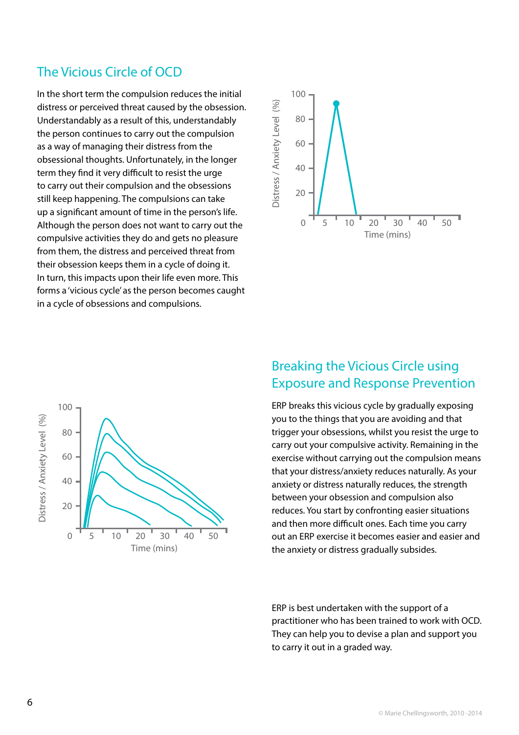## The Vicious Circle of OCD

In the short term the compulsion reduces the initial distress or perceived threat caused by the obsession. Understandably as a result of this, understandably the person continues to carry out the compulsion as a way of managing their distress from the obsessional thoughts. Unfortunately, in the longer term they find it very difficult to resist the urge to carry out their compulsion and the obsessions still keep happening. The compulsions can take up a significant amount of time in the person's life. Although the person does not want to carry out the compulsive activities they do and gets no pleasure from them, the distress and perceived threat from their obsession keeps them in a cycle of doing it. In turn, this impacts upon their life even more. This forms a 'vicious cycle' as the person becomes caught in a cycle of obsessions and compulsions.

## Breaking the Vicious Circle using Exposure and Response Prevention

ERP breaks this vicious cycle by gradually exposing you to the things that you are avoiding and that trigger your obsessions, whilst you resist the urge to carry out your compulsive activity. Remaining in the exercise without carrying out the compulsion means that your distress/anxiety reduces naturally. As your anxiety or distress naturally reduces, the strength between your obsession and compulsion also reduces. You start by confronting easier situations and then more difficult ones. Each time you carry out an ERP exercise it becomes easier and easier and the anxiety or distress gradually subsides.

ERP is best undertaken with the support of a practitioner who has been trained to work with OCD. They can help you to devise a plan and support you to carry it out in a graded way.

© Marie Chellingsworth, 2010 -2014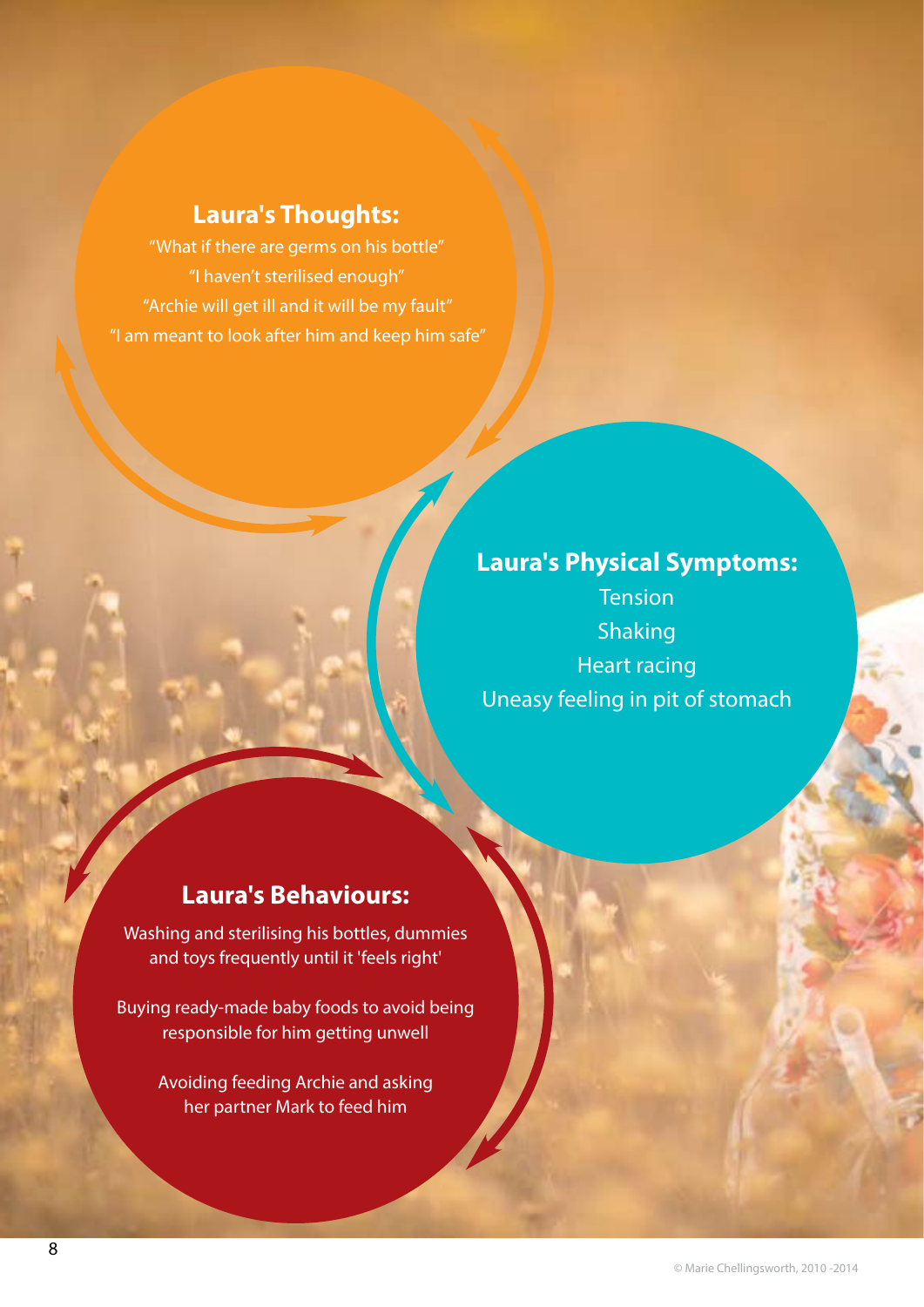## Laura's Thoughts:

"What if there are germs on his bottle"
"I haven't sterilised enough"
"Archie will get ill and it will be my fault"
"I am meant to look after him and keep him safe"

## Laura's Physical Symptoms:

Tension
Shaking
Heart racing
Uneasy feeling in pit of stomach

## Laura's Behaviours:

Washing and sterilising his bottles, dummies and toys frequently until it 'feels right'

Buying ready-made baby foods to avoid being responsible for him getting unwell

Avoiding feeding Archie and asking her partner Mark to feed him

© Marie Chellingsworth, 2010 -2014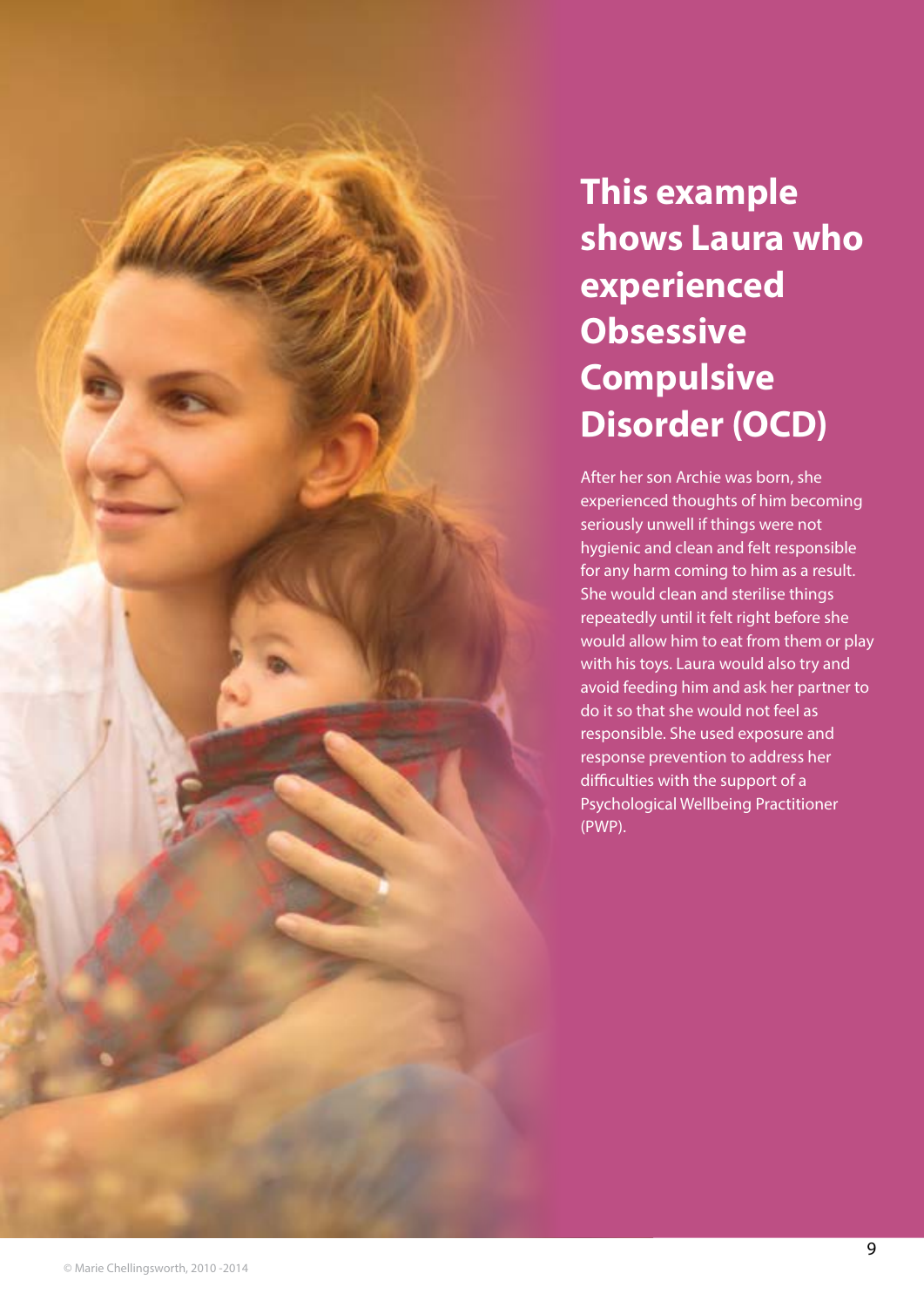# This example shows Laura who experienced Obsessive Compulsive Disorder (OCD)

After her son Archie was born, she experienced thoughts of him becoming seriously unwell if things were not hygienic and clean and felt responsible for any harm coming to him as a result. She would clean and sterilise things repeatedly until it felt right before she would allow him to eat from them or play with his toys. Laura would also try and avoid feeding him and ask her partner to do it so that she would not feel as responsible. She used exposure and response prevention to address her difficulties with the support of a Psychological Wellbeing Practitioner (PWP).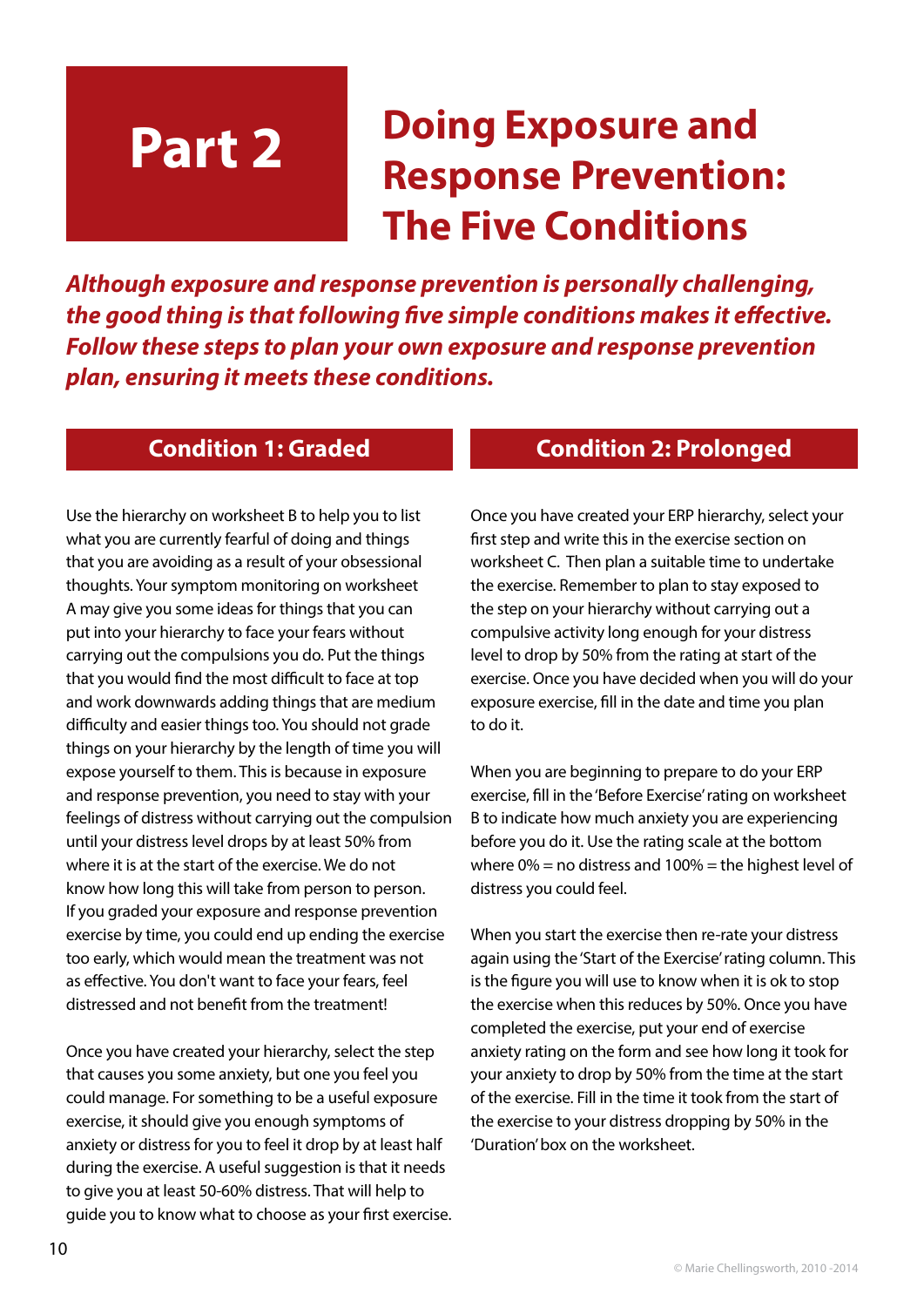# Part 2 Doing Exposure and Response Prevention: The Five Conditions

***Although exposure and response prevention is personally challenging, the good thing is that following five simple conditions makes it effective. Follow these steps to plan your own exposure and response prevention plan, ensuring it meets these conditions.***

## Condition 1: Graded

Use the hierarchy on worksheet B to help you to list what you are currently fearful of doing and things that you are avoiding as a result of your obsessional thoughts. Your symptom monitoring on worksheet A may give you some ideas for things that you can put into your hierarchy to face your fears without carrying out the compulsions you do. Put the things that you would find the most difficult to face at top and work downwards adding things that are medium difficulty and easier things too. You should not grade things on your hierarchy by the length of time you will expose yourself to them. This is because in exposure and response prevention, you need to stay with your feelings of distress without carrying out the compulsion until your distress level drops by at least 50% from where it is at the start of the exercise. We do not know how long this will take from person to person. If you graded your exposure and response prevention exercise by time, you could end up ending the exercise too early, which would mean the treatment was not as effective. You don't want to face your fears, feel distressed and not benefit from the treatment!

Once you have created your hierarchy, select the step that causes you some anxiety, but one you feel you could manage. For something to be a useful exposure exercise, it should give you enough symptoms of anxiety or distress for you to feel it drop by at least half during the exercise. A useful suggestion is that it needs to give you at least 50-60% distress. That will help to guide you to know what to choose as your first exercise.

## Condition 2: Prolonged

Once you have created your ERP hierarchy, select your first step and write this in the exercise section on worksheet C. Then plan a suitable time to undertake the exercise. Remember to plan to stay exposed to the step on your hierarchy without carrying out a compulsive activity long enough for your distress level to drop by 50% from the rating at start of the exercise. Once you have decided when you will do your exposure exercise, fill in the date and time you plan to do it.

When you are beginning to prepare to do your ERP exercise, fill in the 'Before Exercise' rating on worksheet B to indicate how much anxiety you are experiencing before you do it. Use the rating scale at the bottom where 0% = no distress and 100% = the highest level of distress you could feel.

When you start the exercise then re-rate your distress again using the 'Start of the Exercise' rating column. This is the figure you will use to know when it is ok to stop the exercise when this reduces by 50%. Once you have completed the exercise, put your end of exercise anxiety rating on the form and see how long it took for your anxiety to drop by 50% from the time at the start of the exercise. Fill in the time it took from the start of the exercise to your distress dropping by 50% in the 'Duration' box on the worksheet.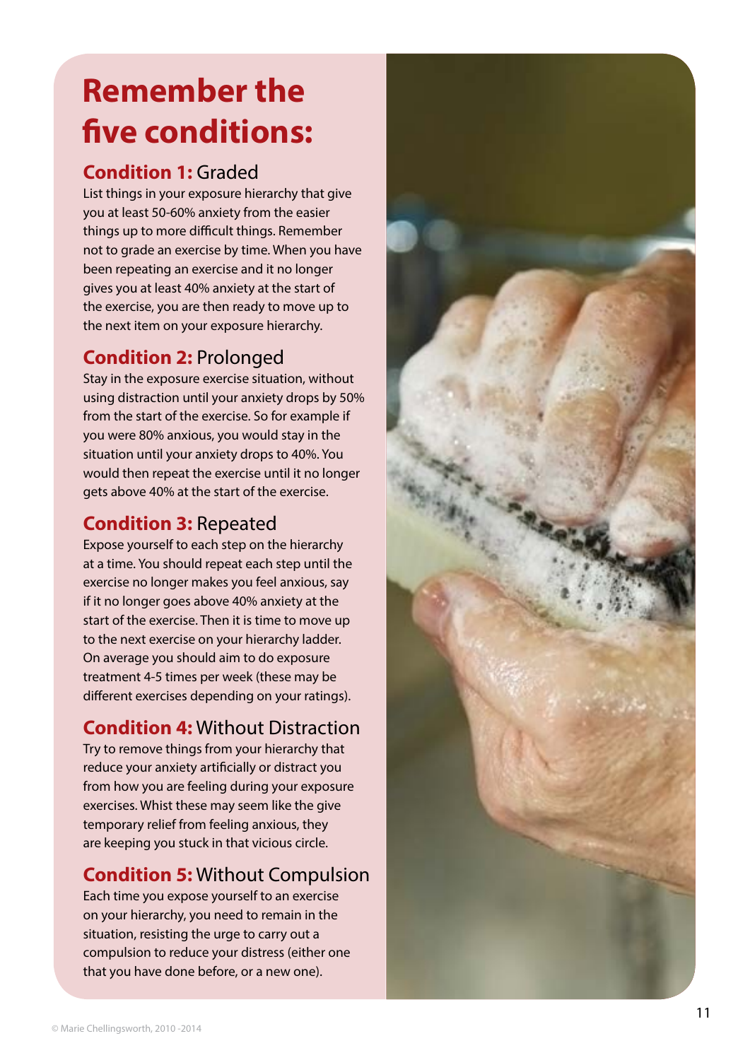# Remember the five conditions:

## Condition 1: Graded

List things in your exposure hierarchy that give you at least 50-60% anxiety from the easier things up to more difficult things. Remember not to grade an exercise by time. When you have been repeating an exercise and it no longer gives you at least 40% anxiety at the start of the exercise, you are then ready to move up to the next item on your exposure hierarchy.

## Condition 2: Prolonged

Stay in the exposure exercise situation, without using distraction until your anxiety drops by 50% from the start of the exercise. So for example if you were 80% anxious, you would stay in the situation until your anxiety drops to 40%. You would then repeat the exercise until it no longer gets above 40% at the start of the exercise.

## Condition 3: Repeated

Expose yourself to each step on the hierarchy at a time. You should repeat each step until the exercise no longer makes you feel anxious, say if it no longer goes above 40% anxiety at the start of the exercise. Then it is time to move up to the next exercise on your hierarchy ladder. On average you should aim to do exposure treatment 4-5 times per week (these may be different exercises depending on your ratings).

## Condition 4: Without Distraction

Try to remove things from your hierarchy that reduce your anxiety artificially or distract you from how you are feeling during your exposure exercises. Whist these may seem like the give temporary relief from feeling anxious, they are keeping you stuck in that vicious circle.

## Condition 5: Without Compulsion

Each time you expose yourself to an exercise on your hierarchy, you need to remain in the situation, resisting the urge to carry out a compulsion to reduce your distress (either one that you have done before, or a new one).

© Marie Chellingsworth, 2010 -2014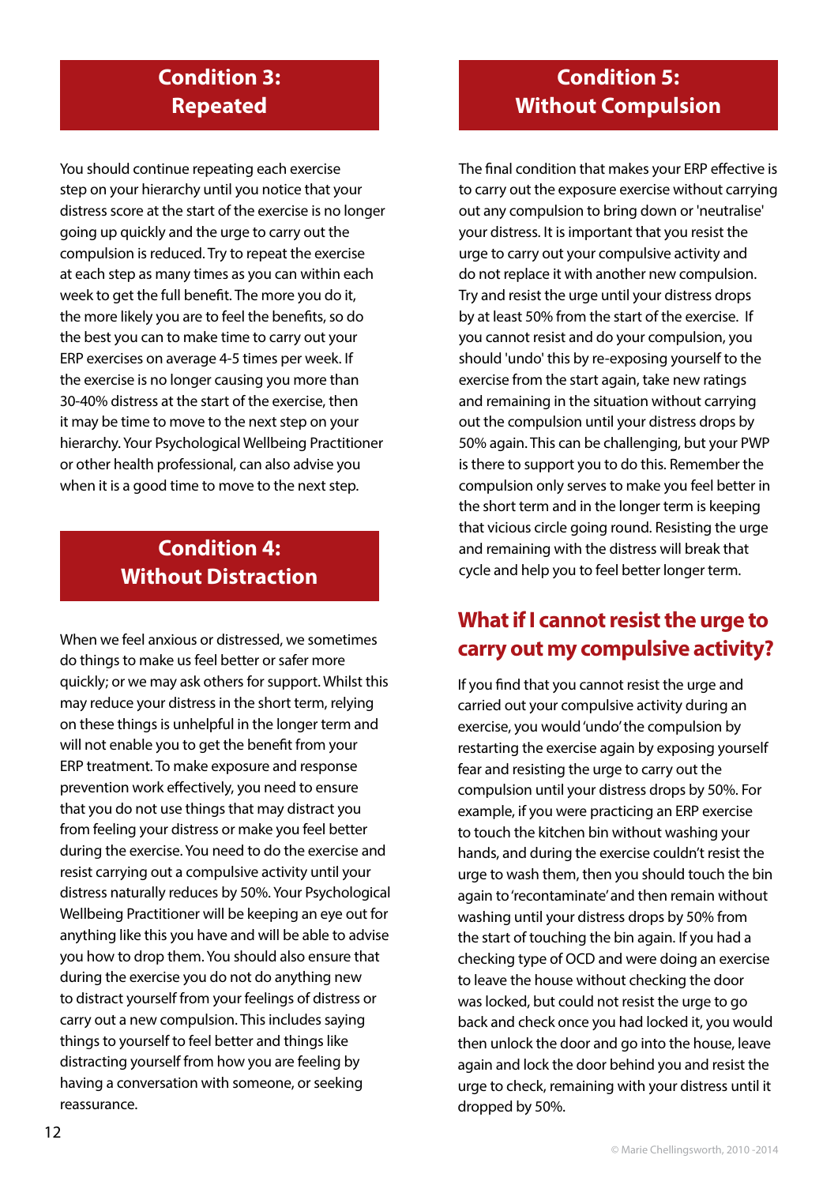## Condition 3: Repeated

You should continue repeating each exercise step on your hierarchy until you notice that your distress score at the start of the exercise is no longer going up quickly and the urge to carry out the compulsion is reduced. Try to repeat the exercise at each step as many times as you can within each week to get the full benefit. The more you do it, the more likely you are to feel the benefits, so do the best you can to make time to carry out your ERP exercises on average 4-5 times per week. If the exercise is no longer causing you more than 30-40% distress at the start of the exercise, then it may be time to move to the next step on your hierarchy. Your Psychological Wellbeing Practitioner or other health professional, can also advise you when it is a good time to move to the next step.

## Condition 4: Without Distraction

When we feel anxious or distressed, we sometimes do things to make us feel better or safer more quickly; or we may ask others for support. Whilst this may reduce your distress in the short term, relying on these things is unhelpful in the longer term and will not enable you to get the benefit from your ERP treatment. To make exposure and response prevention work effectively, you need to ensure that you do not use things that may distract you from feeling your distress or make you feel better during the exercise. You need to do the exercise and resist carrying out a compulsive activity until your distress naturally reduces by 50%. Your Psychological Wellbeing Practitioner will be keeping an eye out for anything like this you have and will be able to advise you how to drop them. You should also ensure that during the exercise you do not do anything new to distract yourself from your feelings of distress or carry out a new compulsion. This includes saying things to yourself to feel better and things like distracting yourself from how you are feeling by having a conversation with someone, or seeking reassurance.

## Condition 5: Without Compulsion

The final condition that makes your ERP effective is to carry out the exposure exercise without carrying out any compulsion to bring down or 'neutralise' your distress. It is important that you resist the urge to carry out your compulsive activity and do not replace it with another new compulsion. Try and resist the urge until your distress drops by at least 50% from the start of the exercise. If you cannot resist and do your compulsion, you should 'undo' this by re-exposing yourself to the exercise from the start again, take new ratings and remaining in the situation without carrying out the compulsion until your distress drops by 50% again. This can be challenging, but your PWP is there to support you to do this. Remember the compulsion only serves to make you feel better in the short term and in the longer term is keeping that vicious circle going round. Resisting the urge and remaining with the distress will break that cycle and help you to feel better longer term.

## What if I cannot resist the urge to carry out my compulsive activity?

If you find that you cannot resist the urge and carried out your compulsive activity during an exercise, you would 'undo' the compulsion by restarting the exercise again by exposing yourself fear and resisting the urge to carry out the compulsion until your distress drops by 50%. For example, if you were practicing an ERP exercise to touch the kitchen bin without washing your hands, and during the exercise couldn't resist the urge to wash them, then you should touch the bin again to 'recontaminate' and then remain without washing until your distress drops by 50% from the start of touching the bin again. If you had a checking type of OCD and were doing an exercise to leave the house without checking the door was locked, but could not resist the urge to go back and check once you had locked it, you would then unlock the door and go into the house, leave again and lock the door behind you and resist the urge to check, remaining with your distress until it dropped by 50%.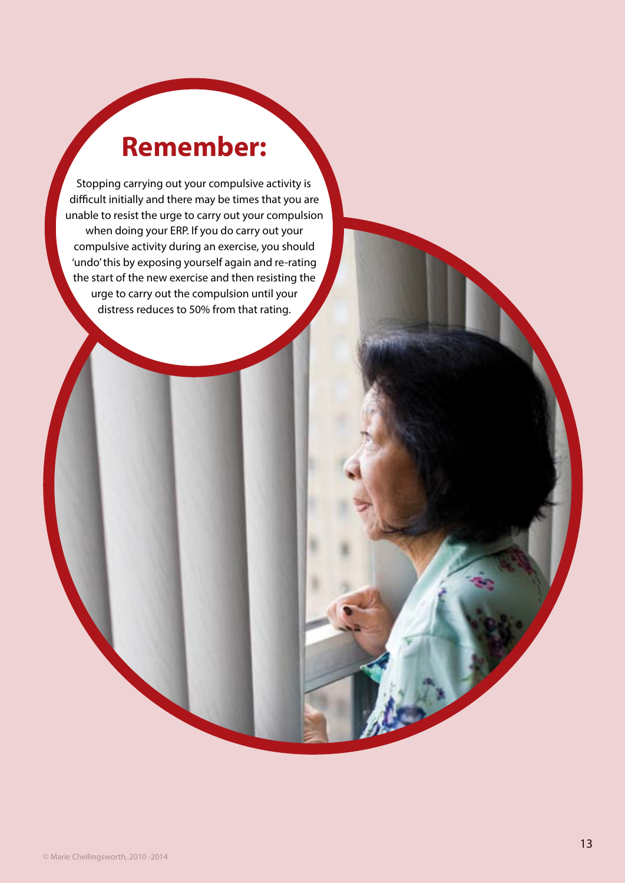# Remember:

Stopping carrying out your compulsive activity is difficult initially and there may be times that you are unable to resist the urge to carry out your compulsion when doing your ERP. If you do carry out your compulsive activity during an exercise, you should 'undo' this by exposing yourself again and re-rating the start of the new exercise and then resisting the urge to carry out the compulsion until your distress reduces to 50% from that rating.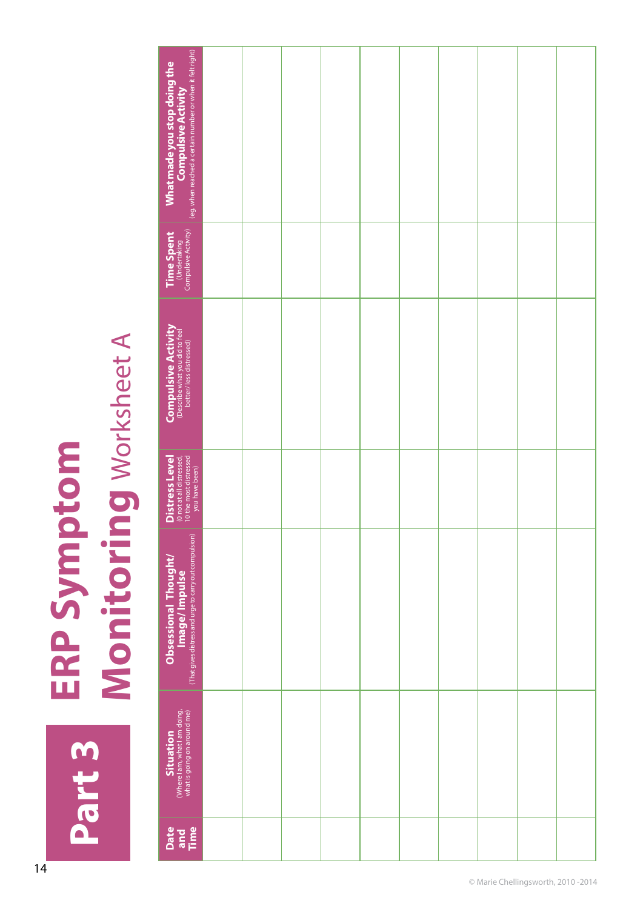# Part 3

# ERP Symptom Monitoring Worksheet A

| Date and Time | Situation (Where I am, what I am doing, what is going on around me) | Obsessional Thought/ Image/ Impulse (That gives distress and urge to carry out compulsion) | Distress Level (0 not at all distressed, 10 the most distressed you have been) | Compulsive Activity (Describe what you did to feel better/ less distressed) | Time Spent (Undertaking Compulsive Activity) | What made you stop doing the Compulsive Activity (eg. when reached a certain number or when it felt right) |
|---|---|---|---|---|---|---|
| | | | | | | |
| | | | | | | |
| | | | | | | |
| | | | | | | |
| | | | | | | |
| | | | | | | |
| | | | | | | |
| | | | | | | |
| | | | | | | |
| | | | | | | |

© Marie Chellingsworth, 2010 -2014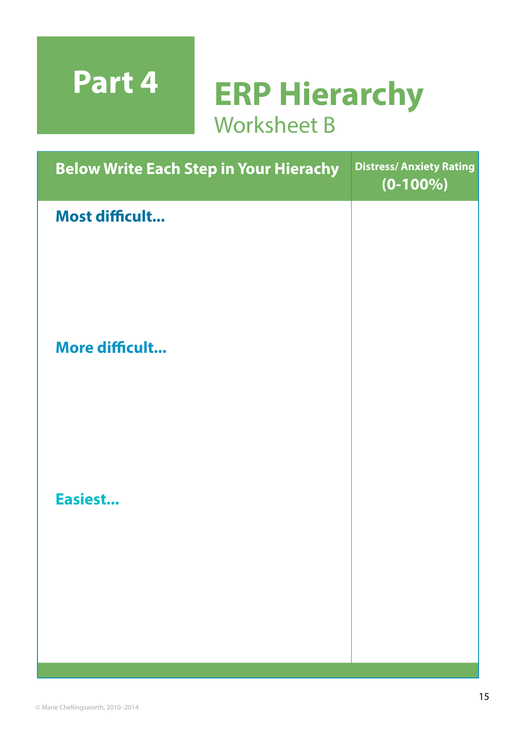# Part 4

# ERP Hierarchy

## Worksheet B

| Below Write Each Step in Your Hierachy | Distress/ Anxiety Rating (0-100%) |
|---|---|
| **Most difficult...** | |
| **More difficult...** | |
| **Easiest...** | |

© Marie Chellingsworth, 2010 -2014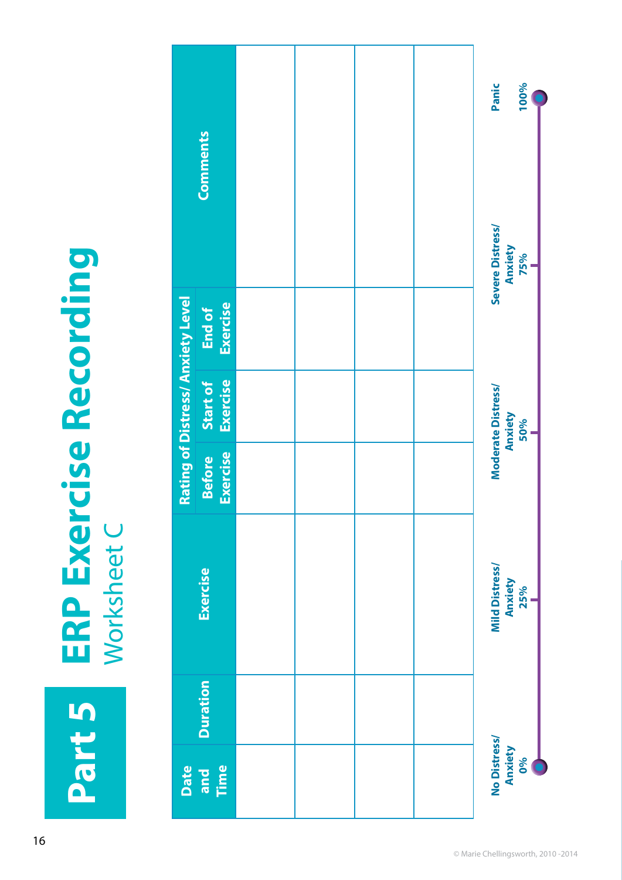# Part 5

## ERP Exercise Recording

### Worksheet C

| Date and Time | Duration | Exercise | Rating of Distress/ Anxiety Level | | | Comments |
|---|---|---|---|---|---|---|
| | | | Before Exercise | Start of Exercise | End of Exercise | |
| | | | | | | |
| | | | | | | |
| | | | | | | |
| | | | | | | |

No Distress/ Anxiety 0% — Mild Distress/ Anxiety 25% — Moderate Distress/ Anxiety 50% — Severe Distress/ Anxiety 75% — Panic 100%

© Marie Chellingsworth, 2010 -2014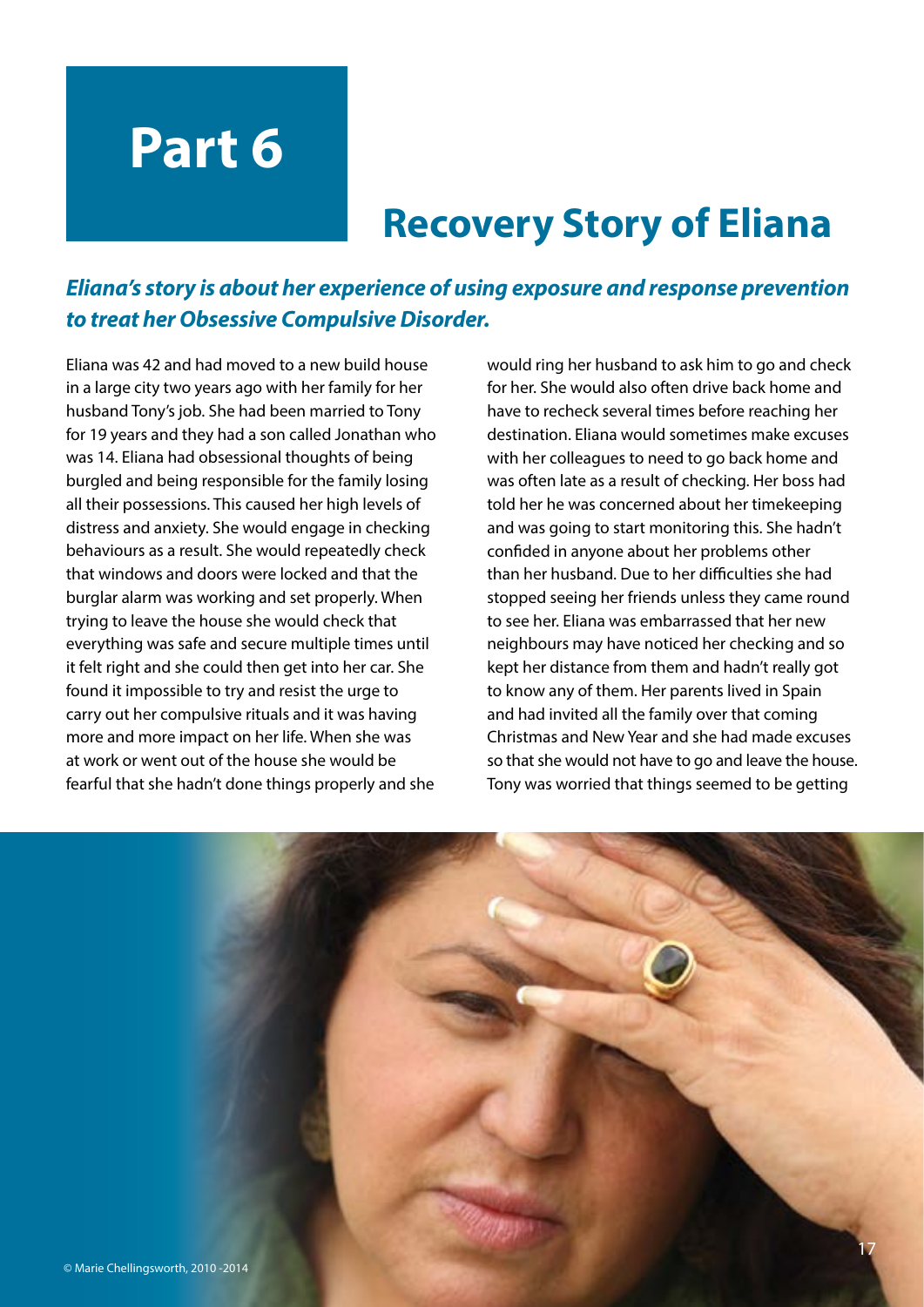# Part 6

## Recovery Story of Eliana

***Eliana's story is about her experience of using exposure and response prevention to treat her Obsessive Compulsive Disorder.***

Eliana was 42 and had moved to a new build house in a large city two years ago with her family for her husband Tony's job. She had been married to Tony for 19 years and they had a son called Jonathan who was 14. Eliana had obsessional thoughts of being burgled and being responsible for the family losing all their possessions. This caused her high levels of distress and anxiety. She would engage in checking behaviours as a result. She would repeatedly check that windows and doors were locked and that the burglar alarm was working and set properly. When trying to leave the house she would check that everything was safe and secure multiple times until it felt right and she could then get into her car. She found it impossible to try and resist the urge to carry out her compulsive rituals and it was having more and more impact on her life. When she was at work or went out of the house she would be fearful that she hadn't done things properly and she would ring her husband to ask him to go and check for her. She would also often drive back home and have to recheck several times before reaching her destination. Eliana would sometimes make excuses with her colleagues to need to go back home and was often late as a result of checking. Her boss had told her he was concerned about her timekeeping and was going to start monitoring this. She hadn't confided in anyone about her problems other than her husband. Due to her difficulties she had stopped seeing her friends unless they came round to see her. Eliana was embarrassed that her new neighbours may have noticed her checking and so kept her distance from them and hadn't really got to know any of them. Her parents lived in Spain and had invited all the family over that coming Christmas and New Year and she had made excuses so that she would not have to go and leave the house. Tony was worried that things seemed to be getting

© Marie Chellingsworth, 2010 -2014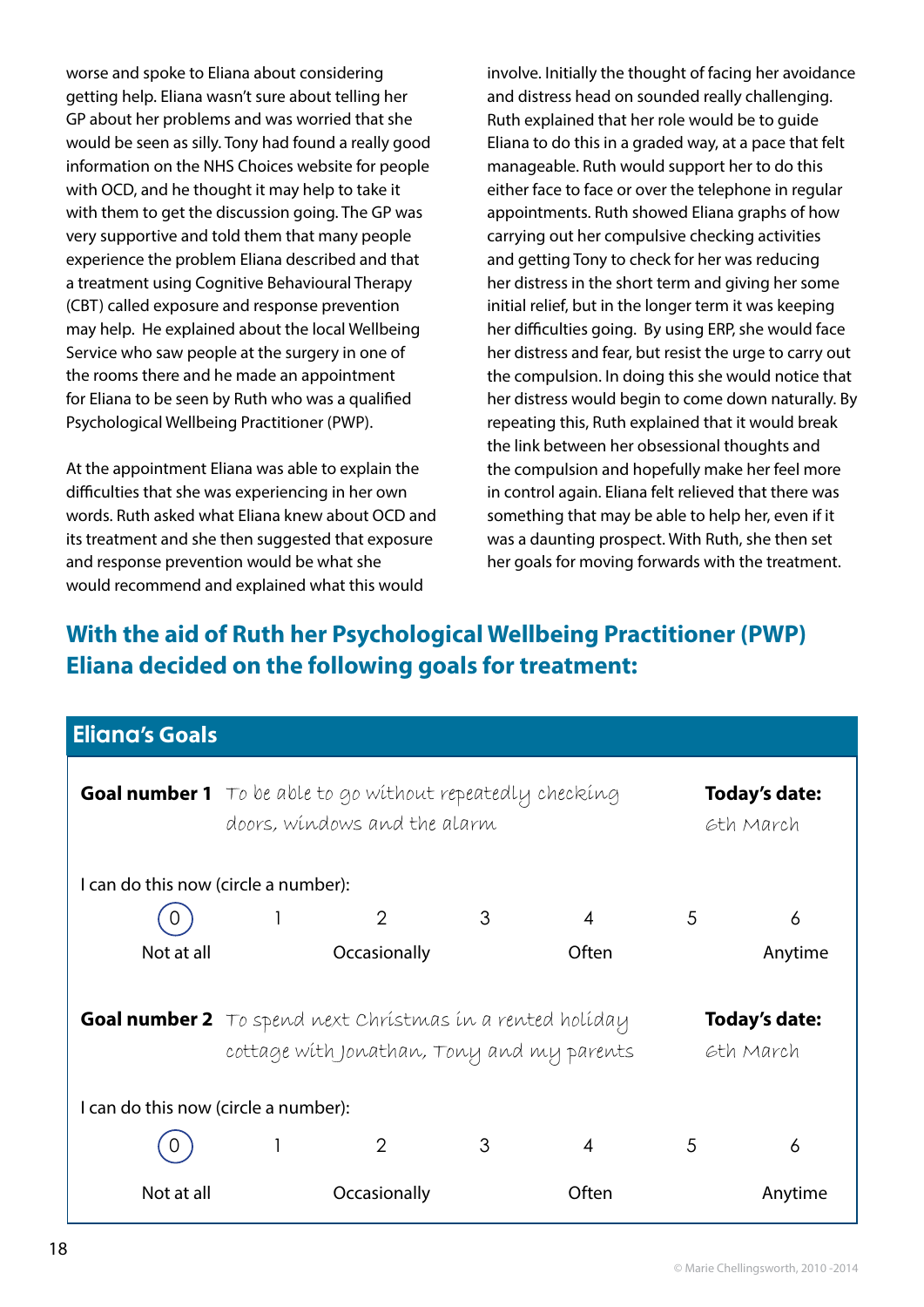worse and spoke to Eliana about considering getting help. Eliana wasn't sure about telling her GP about her problems and was worried that she would be seen as silly. Tony had found a really good information on the NHS Choices website for people with OCD, and he thought it may help to take it with them to get the discussion going. The GP was very supportive and told them that many people experience the problem Eliana described and that a treatment using Cognitive Behavioural Therapy (CBT) called exposure and response prevention may help. He explained about the local Wellbeing Service who saw people at the surgery in one of the rooms there and he made an appointment for Eliana to be seen by Ruth who was a qualified Psychological Wellbeing Practitioner (PWP).

At the appointment Eliana was able to explain the difficulties that she was experiencing in her own words. Ruth asked what Eliana knew about OCD and its treatment and she then suggested that exposure and response prevention would be what she would recommend and explained what this would involve. Initially the thought of facing her avoidance and distress head on sounded really challenging. Ruth explained that her role would be to guide Eliana to do this in a graded way, at a pace that felt manageable. Ruth would support her to do this either face to face or over the telephone in regular appointments. Ruth showed Eliana graphs of how carrying out her compulsive checking activities and getting Tony to check for her was reducing her distress in the short term and giving her some initial relief, but in the longer term it was keeping her difficulties going. By using ERP, she would face her distress and fear, but resist the urge to carry out the compulsion. In doing this she would notice that her distress would begin to come down naturally. By repeating this, Ruth explained that it would break the link between her obsessional thoughts and the compulsion and hopefully make her feel more in control again. Eliana felt relieved that there was something that may be able to help her, even if it was a daunting prospect. With Ruth, she then set her goals for moving forwards with the treatment.

## With the aid of Ruth her Psychological Wellbeing Practitioner (PWP) Eliana decided on the following goals for treatment:

### Eliana's Goals

**Goal number 1** *To be able to go without repeatedly checking doors, windows and the alarm*

**Today's date:** *6th March*

I can do this now (circle a number):

| (0) | 1 | 2 | 3 | 4 | 5 | 6 |
|---|---|---|---|---|---|---|
| Not at all | | Occasionally | | Often | | Anytime |

**Goal number 2** *To spend next Christmas in a rented holiday cottage with Jonathan, Tony and my parents*

**Today's date:** *6th March*

I can do this now (circle a number):

| (0) | 1 | 2 | 3 | 4 | 5 | 6 |
|---|---|---|---|---|---|---|
| Not at all | | Occasionally | | Often | | Anytime |

© Marie Chellingsworth, 2010 -2014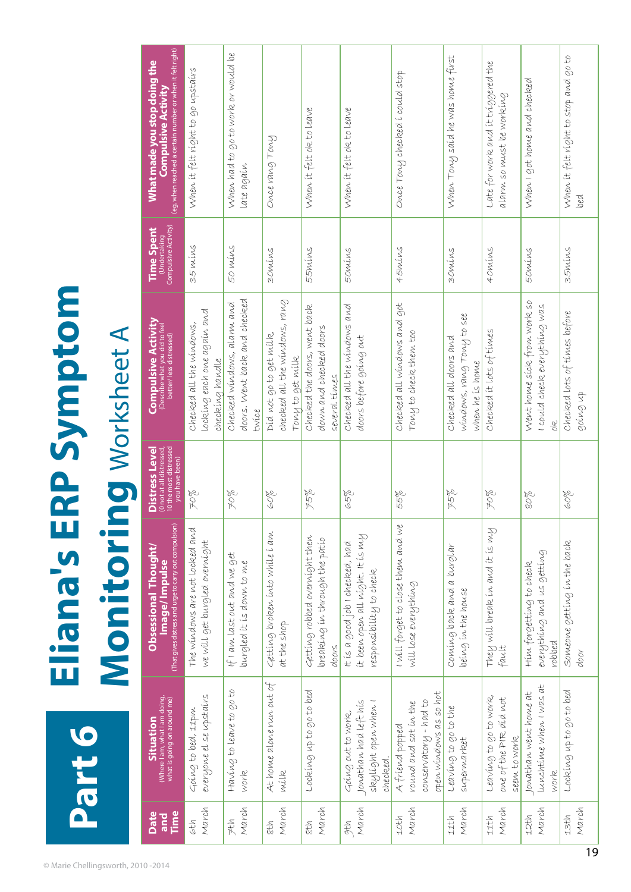# Part 6

# Eliana's ERP Symptom Monitoring Worksheet A

| Date and Time | Situation (Where I am, what I am doing, what is going on around me) | Obsessional Thought/ Image/Impulse (That gives distress and urge to carry out compulsion) | Distress Level (0 not at all distressed, 10 the most distressed you have been) | Compulsive Activity (Describe what you did to feel better/ less distressed) | Time Spent (Undertaking Compulsive Activity) | What made you stop doing the Compulsive Activity (eg. when reached a certain number or when it felt right) |
|---|---|---|---|---|---|---|
| 6th March | Going to bed, 11pm everyone else upstairs | The windows are not locked and we will get burgled overnight | 70% | Checked all the windows, locking each one again and checking handle | 35 mins | When it felt right to go upstairs |
| 7th March | Having to leave to go to work | If I am last out and we get burgled it is down to me | 70% | Checked windows, alarm and doors. Went back and checked twice | 50 mins | When had to go to work or would be late again |
| 8th March | At home alone run out of milk | Getting broken into while I am at the shop | 60% | Did not go to get milk, checked all the windows, rang Tony to get milk | 30mins | Once rang Tony |
| 8th March | Locking up to go to bed | Getting robbed overnight then breaking in through the patio doors | 75% | Checked the doors, went back down and checked doors several times | 55mins | When it felt ok to leave |
| 9th March | Going out to work, Jonathan had left his skylight open when I checked. | It is a good job I checked, had it been open all night. It is my responsibility to check | 65% | Checked all the windows and doors before going out | 50mins | When it felt ok to leave |
| 10th March | A friend popped round and sat in the conservatory - had to open windows as so hot | I will forget to close them and we will lose everything | 55% | Checked all windows and got Tony to check them too | 45mins | Once Tony checked I could stop |
| 11th March | Leaving to go to the supermarket | Coming back and a burglar being in the house | 75% | Checked all doors and windows, rang Tony to see when he is home | 30mins | When Tony said he was home first |
| 11th March | Leaving to go to work, one of the PIR did not seem to work | They will break in and it is my fault | 70% | Checked it lots of times | 40mins | Late for work and it triggered the alarm so must be working |
| 12th March | Jonathan went home at lunchtime when I was at work | Him forgetting to check everything and us getting robbed | 80% | Went home sick from work so I could check everything was ok | 50mins | When I got home and checked |
| 13th March | Locking up to go to bed | Someone getting in the back door | 60% | Checked lots of times before going up | 35mins | When it felt right to stop and go to bed |

© Marie Chellingsworth, 2010 -2014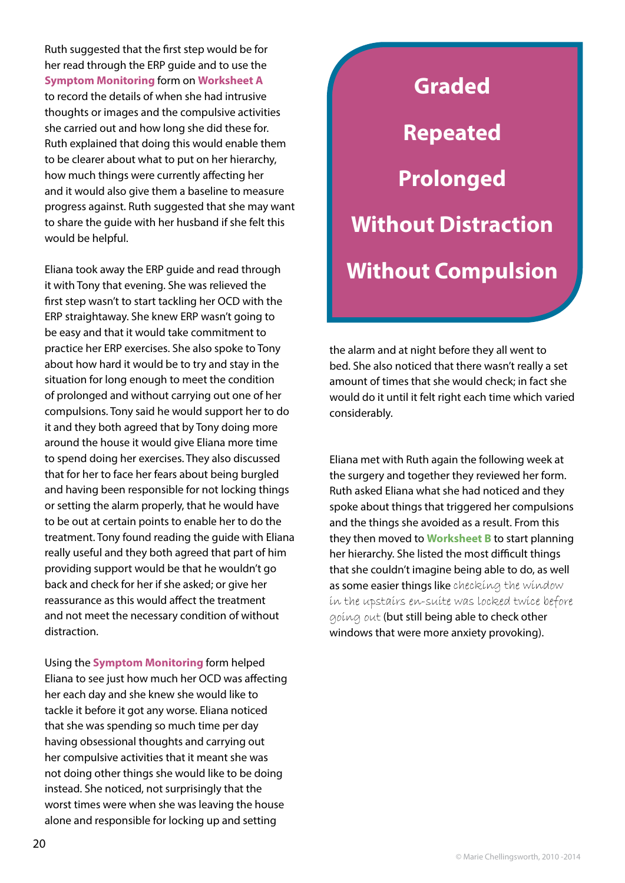Ruth suggested that the first step would be for her read through the ERP guide and to use the **Symptom Monitoring** form on **Worksheet A** to record the details of when she had intrusive thoughts or images and the compulsive activities she carried out and how long she did these for. Ruth explained that doing this would enable them to be clearer about what to put on her hierarchy, how much things were currently affecting her and it would also give them a baseline to measure progress against. Ruth suggested that she may want to share the guide with her husband if she felt this would be helpful.

Eliana took away the ERP guide and read through it with Tony that evening. She was relieved the first step wasn't to start tackling her OCD with the ERP straightaway. She knew ERP wasn't going to be easy and that it would take commitment to practice her ERP exercises. She also spoke to Tony about how hard it would be to try and stay in the situation for long enough to meet the condition of prolonged and without carrying out one of her compulsions. Tony said he would support her to do it and they both agreed that by Tony doing more around the house it would give Eliana more time to spend doing her exercises. They also discussed that for her to face her fears about being burgled and having been responsible for not locking things or setting the alarm properly, that he would have to be out at certain points to enable her to do the treatment. Tony found reading the guide with Eliana really useful and they both agreed that part of him providing support would be that he wouldn't go back and check for her if she asked; or give her reassurance as this would affect the treatment and not meet the necessary condition of without distraction.

**Graded**

**Repeated**

**Prolonged**

**Without Distraction**

**Without Compulsion**

Using the **Symptom Monitoring** form helped Eliana to see just how much her OCD was affecting her each day and she knew she would like to tackle it before it got any worse. Eliana noticed that she was spending so much time per day having obsessional thoughts and carrying out her compulsive activities that it meant she was not doing other things she would like to be doing instead. She noticed, not surprisingly that the worst times were when she was leaving the house alone and responsible for locking up and setting the alarm and at night before they all went to bed. She also noticed that there wasn't really a set amount of times that she would check; in fact she would do it until it felt right each time which varied considerably.

Eliana met with Ruth again the following week at the surgery and together they reviewed her form. Ruth asked Eliana what she had noticed and they spoke about things that triggered her compulsions and the things she avoided as a result. From this they then moved to **Worksheet B** to start planning her hierarchy. She listed the most difficult things that she couldn't imagine being able to do, as well as some easier things like *checking the window in the upstairs en-suite was locked twice before going out* (but still being able to check other windows that were more anxiety provoking).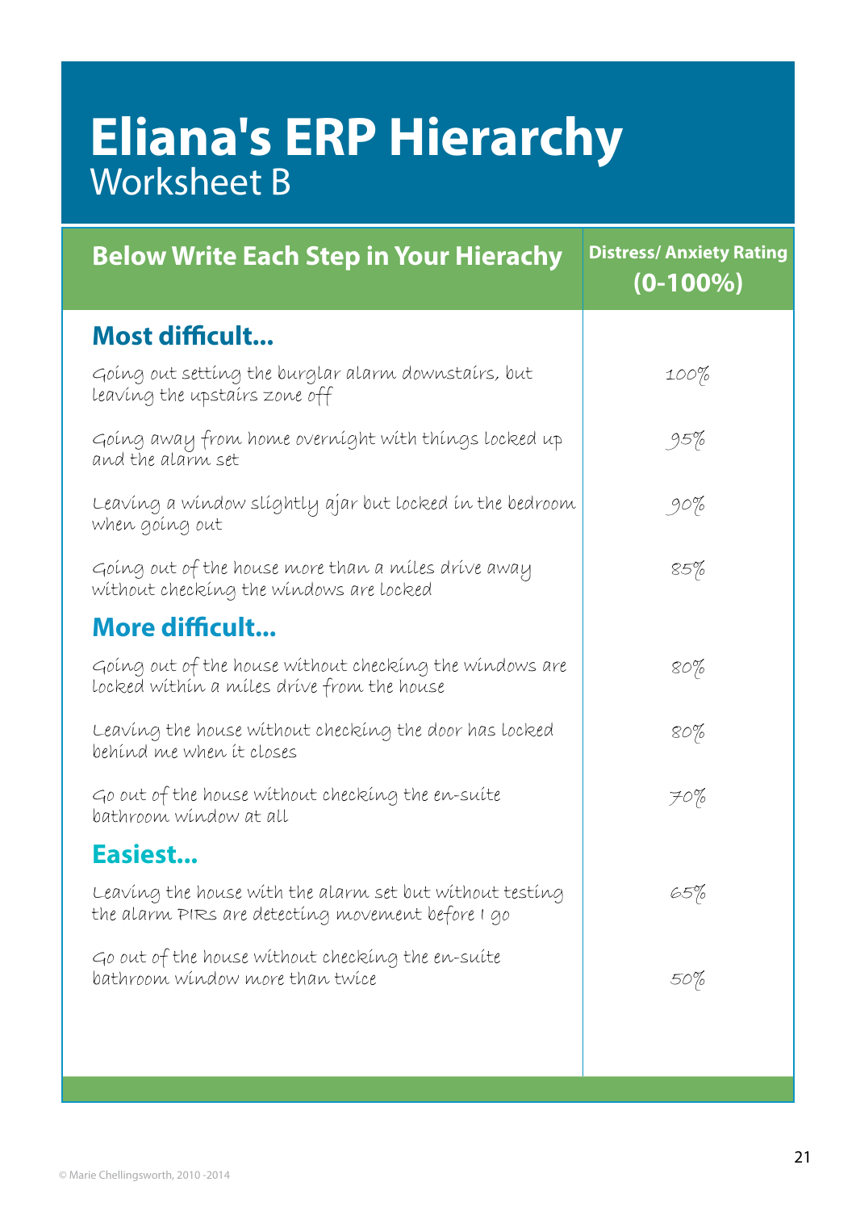# Eliana's ERP Hierarchy

## Worksheet B

| Below Write Each Step in Your Hierachy | Distress/ Anxiety Rating (0-100%) |
|---|---|
| **Most difficult...** | |
| Going out setting the burglar alarm downstairs, but leaving the upstairs zone off | 100% |
| Going away from home overnight with things locked up and the alarm set | 95% |
| Leaving a window slightly ajar but locked in the bedroom when going out | 90% |
| Going out of the house more than a miles drive away without checking the windows are locked | 85% |
| **More difficult...** | |
| Going out of the house without checking the windows are locked within a miles drive from the house | 80% |
| Leaving the house without checking the door has locked behind me when it closes | 80% |
| Go out of the house without checking the en-suite bathroom window at all | 70% |
| **Easiest...** | |
| Leaving the house with the alarm set but without testing the alarm PIRs are detecting movement before I go | 65% |
| Go out of the house without checking the en-suite bathroom window more than twice | 50% |

© Marie Chellingsworth, 2010 -2014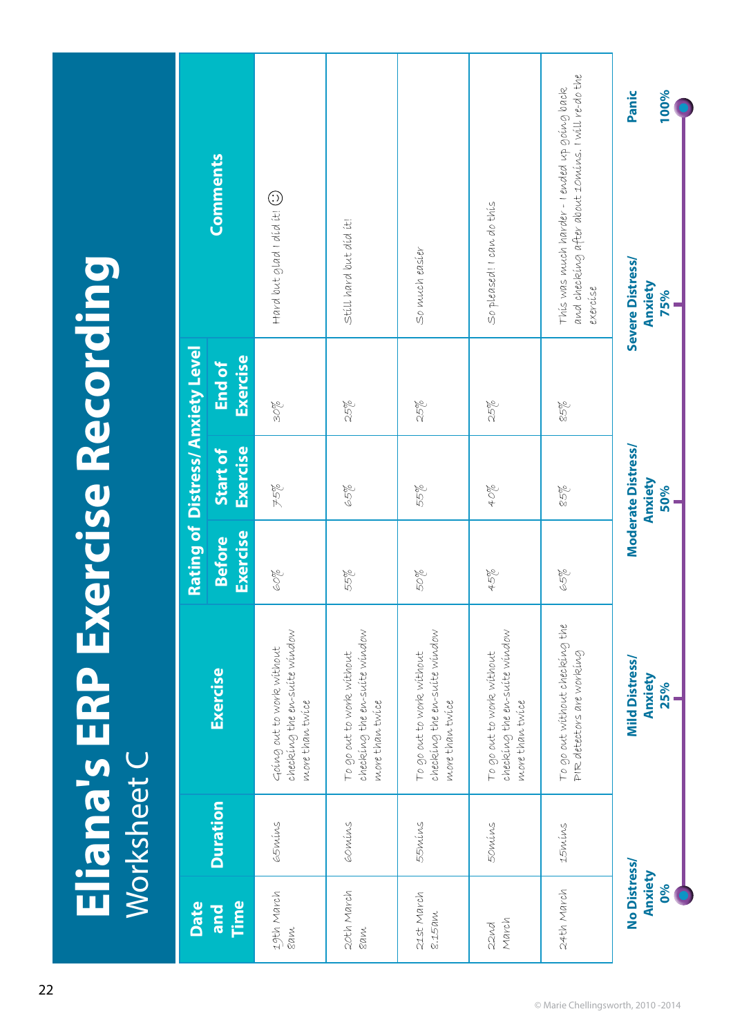# Eliana's ERP Exercise Recording

## Worksheet C

| Date and Time | Duration | Exercise | Rating of Distress/Anxiety Level | | | Comments |
|---|---|---|---|---|---|---|
| | | | Before Exercise | Start of Exercise | End of Exercise | |
| 19th March 8am | 65mins | Going out to work without checking the en-suite window more than twice | 60% | 75% | 30% | Hard but glad I did it! ☺ |
| 20th March 8am | 60mins | To go out to work without checking the en-suite window more than twice | 55% | 65% | 25% | Still hard but did it! |
| 21st March 8.15am | 55mins | To go out to work without checking the en-suite window more than twice | 50% | 55% | 25% | So much easier |
| 22nd March | 50mins | To go out to work without checking the en-suite window more than twice | 45% | 40% | 25% | So pleased! I can do this |
| 24th March | 15mins | To go out without checking the PIR detectors are working | 65% | 85% | 85% | This was much harder - I ended up going back and checking after about 10mins. I will re-do the exercise |

| No Distress/Anxiety | Mild Distress/Anxiety | Moderate Distress/Anxiety | Severe Distress/Anxiety | Panic |
|---|---|---|---|---|
| 0% | 25% | 50% | 75% | 100% |

© Marie Chellingsworth, 2010 -2014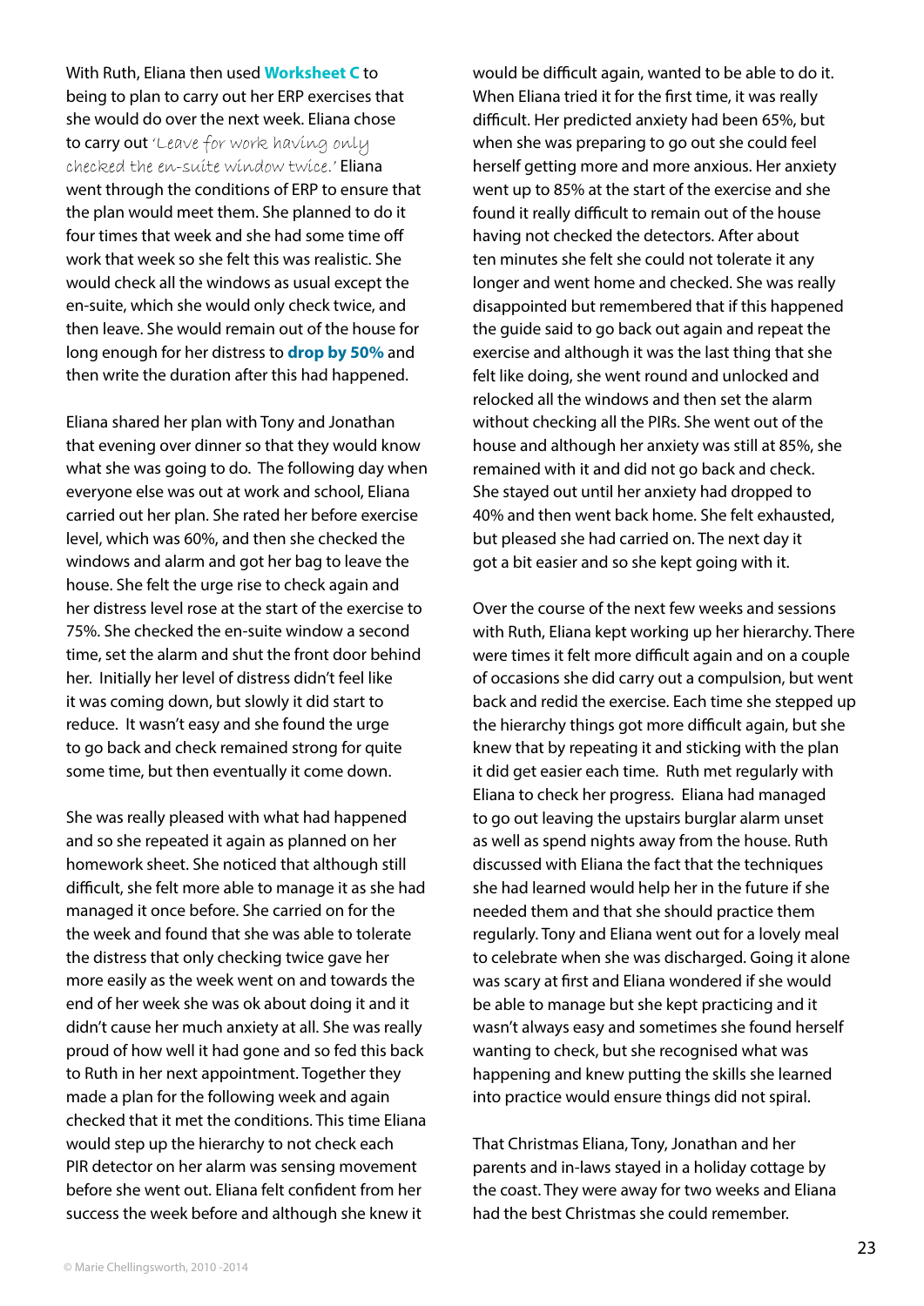With Ruth, Eliana then used **Worksheet C** to being to plan to carry out her ERP exercises that she would do over the next week. Eliana chose to carry out *'Leave for work having only checked the en-suite window twice.'* Eliana went through the conditions of ERP to ensure that the plan would meet them. She planned to do it four times that week and she had some time off work that week so she felt this was realistic. She would check all the windows as usual except the en-suite, which she would only check twice, and then leave. She would remain out of the house for long enough for her distress to **drop by 50%** and then write the duration after this had happened.

Eliana shared her plan with Tony and Jonathan that evening over dinner so that they would know what she was going to do. The following day when everyone else was out at work and school, Eliana carried out her plan. She rated her before exercise level, which was 60%, and then she checked the windows and alarm and got her bag to leave the house. She felt the urge rise to check again and her distress level rose at the start of the exercise to 75%. She checked the en-suite window a second time, set the alarm and shut the front door behind her. Initially her level of distress didn't feel like it was coming down, but slowly it did start to reduce. It wasn't easy and she found the urge to go back and check remained strong for quite some time, but then eventually it come down.

She was really pleased with what had happened and so she repeated it again as planned on her homework sheet. She noticed that although still difficult, she felt more able to manage it as she had managed it once before. She carried on for the the week and found that she was able to tolerate the distress that only checking twice gave her more easily as the week went on and towards the end of her week she was ok about doing it and it didn't cause her much anxiety at all. She was really proud of how well it had gone and so fed this back to Ruth in her next appointment. Together they made a plan for the following week and again checked that it met the conditions. This time Eliana would step up the hierarchy to not check each PIR detector on her alarm was sensing movement before she went out. Eliana felt confident from her success the week before and although she knew it would be difficult again, wanted to be able to do it. When Eliana tried it for the first time, it was really difficult. Her predicted anxiety had been 65%, but when she was preparing to go out she could feel herself getting more and more anxious. Her anxiety went up to 85% at the start of the exercise and she found it really difficult to remain out of the house having not checked the detectors. After about ten minutes she felt she could not tolerate it any longer and went home and checked. She was really disappointed but remembered that if this happened the guide said to go back out again and repeat the exercise and although it was the last thing that she felt like doing, she went round and unlocked and relocked all the windows and then set the alarm without checking all the PIRs. She went out of the house and although her anxiety was still at 85%, she remained with it and did not go back and check. She stayed out until her anxiety had dropped to 40% and then went back home. She felt exhausted, but pleased she had carried on. The next day it got a bit easier and so she kept going with it.

Over the course of the next few weeks and sessions with Ruth, Eliana kept working up her hierarchy. There were times it felt more difficult again and on a couple of occasions she did carry out a compulsion, but went back and redid the exercise. Each time she stepped up the hierarchy things got more difficult again, but she knew that by repeating it and sticking with the plan it did get easier each time. Ruth met regularly with Eliana to check her progress. Eliana had managed to go out leaving the upstairs burglar alarm unset as well as spend nights away from the house. Ruth discussed with Eliana the fact that the techniques she had learned would help her in the future if she needed them and that she should practice them regularly. Tony and Eliana went out for a lovely meal to celebrate when she was discharged. Going it alone was scary at first and Eliana wondered if she would be able to manage but she kept practicing and it wasn't always easy and sometimes she found herself wanting to check, but she recognised what was happening and knew putting the skills she learned into practice would ensure things did not spiral.

That Christmas Eliana, Tony, Jonathan and her parents and in-laws stayed in a holiday cottage by the coast. They were away for two weeks and Eliana had the best Christmas she could remember.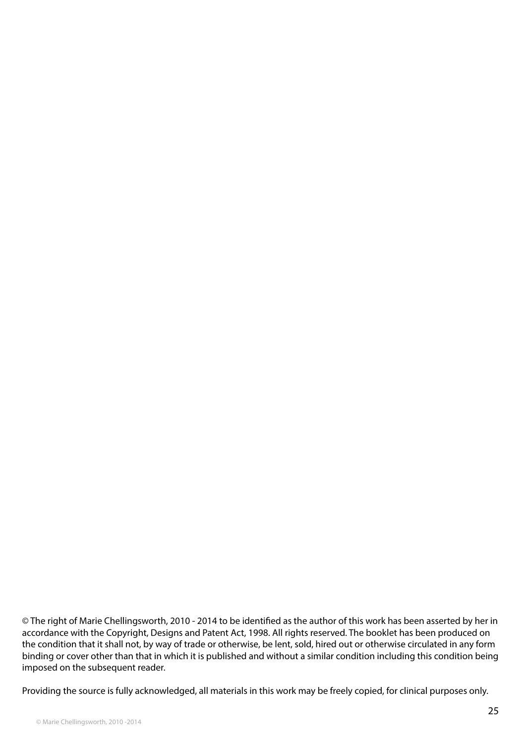© The right of Marie Chellingsworth, 2010 - 2014 to be identified as the author of this work has been asserted by her in accordance with the Copyright, Designs and Patent Act, 1998. All rights reserved. The booklet has been produced on the condition that it shall not, by way of trade or otherwise, be lent, sold, hired out or otherwise circulated in any form binding or cover other than that in which it is published and without a similar condition including this condition being imposed on the subsequent reader.

Providing the source is fully acknowledged, all materials in this work may be freely copied, for clinical purposes only.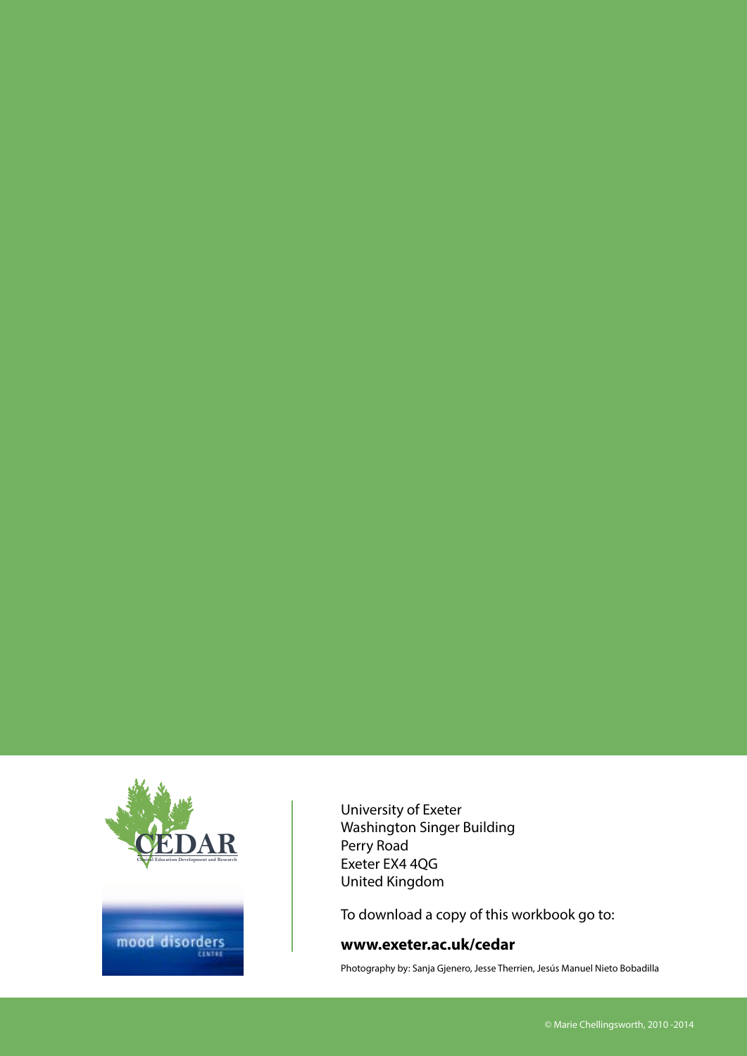University of Exeter
Washington Singer Building
Perry Road
Exeter EX4 4QG
United Kingdom

To download a copy of this workbook go to:

**www.exeter.ac.uk/cedar**

Photography by: Sanja Gjenero, Jesse Therrien, Jesús Manuel Nieto Bobadilla

© Marie Chellingsworth, 2010 -2014